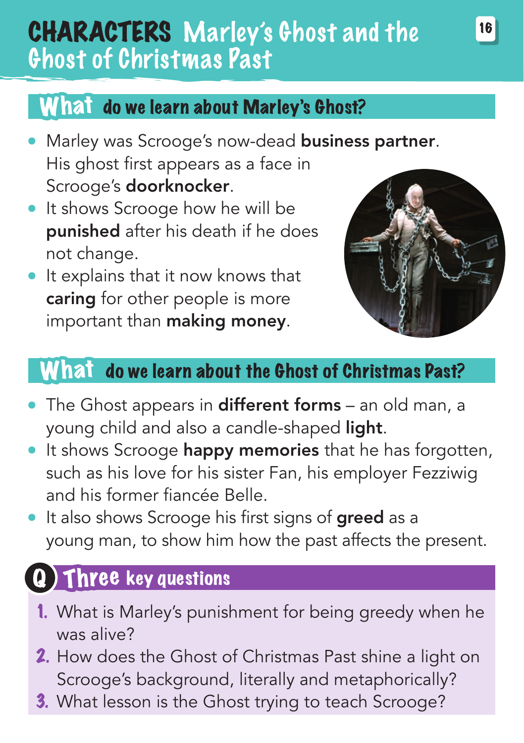# CHARACTERS Marley's Ghost and the Ghost of Christmas Past

## What do we learn about Marley's Ghost?

- Marley was Scrooge's now-dead **business partner**. His ghost first appears as a face in Scrooge's **doorknocker**.
- It shows Scrooge how he will be **punished** after his death if he does not change.
- It explains that it now knows that **caring** for other people is more important than **making money**.

## What do we learn about the Ghost of Christmas Past?

- The Ghost appears in **different forms** – an old man, a young child and also a candle-shaped **light**.
- It shows Scrooge **happy memories** that he has forgotten, such as his love for his sister Fan, his employer Fezziwig and his former fiancée Belle.
- It also shows Scrooge his first signs of **greed** as a young man, to show him how the past affects the present.

## Q Three key questions

1. What is Marley's punishment for being greedy when he was alive?
2. How does the Ghost of Christmas Past shine a light on Scrooge's background, literally and metaphorically?
3. What lesson is the Ghost trying to teach Scrooge?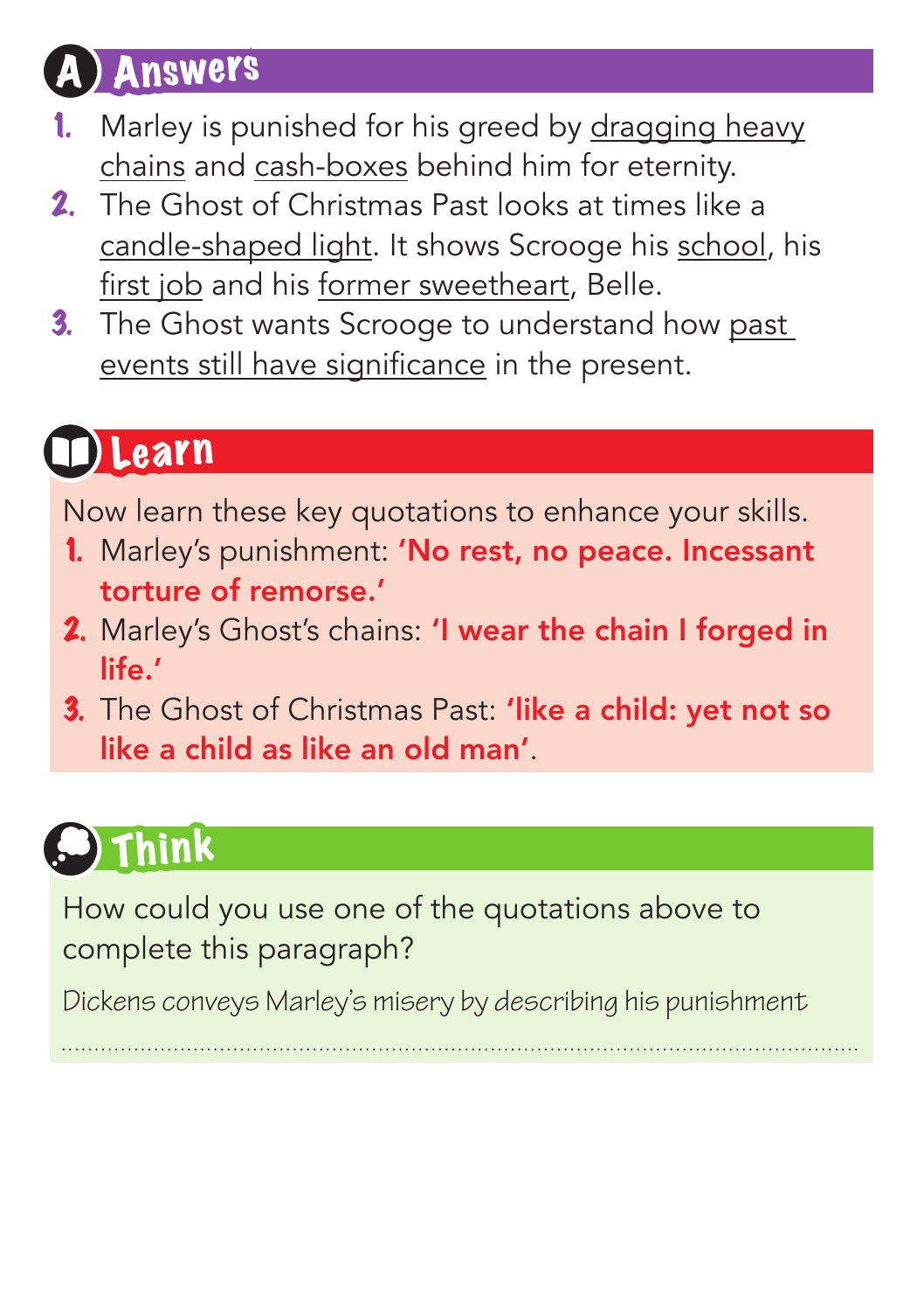## A Answers

1. Marley is punished for his greed by dragging heavy chains and cash-boxes behind him for eternity.
2. The Ghost of Christmas Past looks at times like a candle-shaped light. It shows Scrooge his school, his first job and his former sweetheart, Belle.
3. The Ghost wants Scrooge to understand how past events still have significance in the present.

## Learn

Now learn these key quotations to enhance your skills.

1. Marley's punishment: **'No rest, no peace. Incessant torture of remorse.'**
2. Marley's Ghost's chains: **'I wear the chain I forged in life.'**
3. The Ghost of Christmas Past: **'like a child: yet not so like a child as like an old man'**.

## Think

How could you use one of the quotations above to complete this paragraph?

*Dickens conveys Marley's misery by describing his punishment*

..............................................................................................................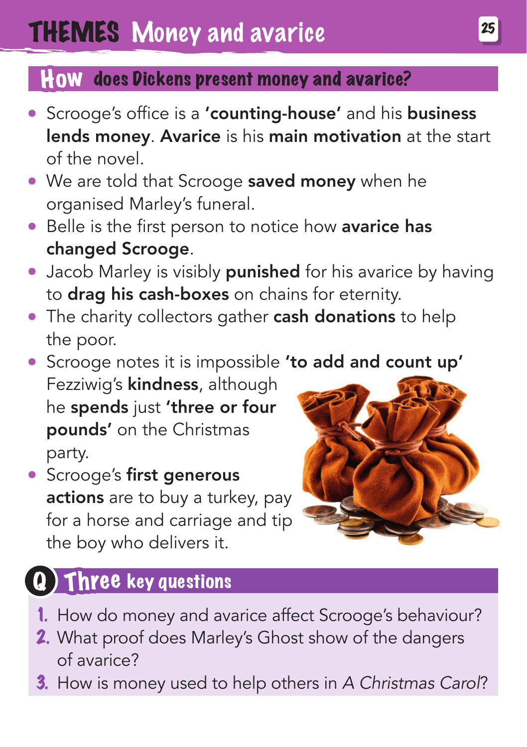# THEMES Money and avarice

## How does Dickens present money and avarice?

- Scrooge's office is a **'counting-house'** and his **business lends money**. **Avarice** is his **main motivation** at the start of the novel.
- We are told that Scrooge **saved money** when he organised Marley's funeral.
- Belle is the first person to notice how **avarice has changed Scrooge**.
- Jacob Marley is visibly **punished** for his avarice by having to **drag his cash-boxes** on chains for eternity.
- The charity collectors gather **cash donations** to help the poor.
- Scrooge notes it is impossible **'to add and count up'** Fezziwig's **kindness**, although he **spends** just **'three or four pounds'** on the Christmas party.
- Scrooge's **first generous actions** are to buy a turkey, pay for a horse and carriage and tip the boy who delivers it.

## Q Three key questions

1. How do money and avarice affect Scrooge's behaviour?
2. What proof does Marley's Ghost show of the dangers of avarice?
3. How is money used to help others in *A Christmas Carol*?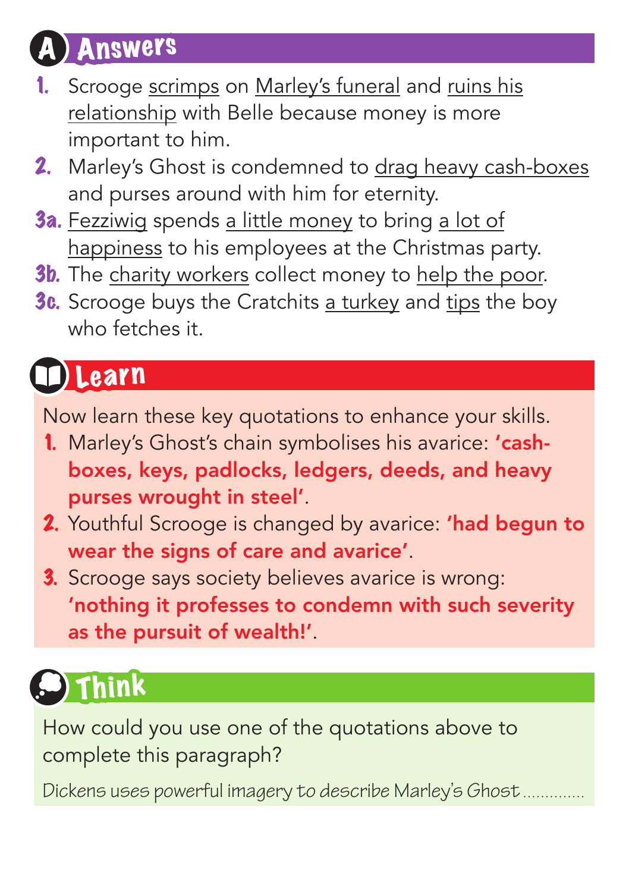## A Answers

1. Scrooge scrimps on Marley's funeral and ruins his relationship with Belle because money is more important to him.
2. Marley's Ghost is condemned to drag heavy cash-boxes and purses around with him for eternity.

**3a.** Fezziwig spends a little money to bring a lot of happiness to his employees at the Christmas party.

**3b.** The charity workers collect money to help the poor.

**3c.** Scrooge buys the Cratchits a turkey and tips the boy who fetches it.

## Learn

Now learn these key quotations to enhance your skills.

1. Marley's Ghost's chain symbolises his avarice: **'cash-boxes, keys, padlocks, ledgers, deeds, and heavy purses wrought in steel'**.
2. Youthful Scrooge is changed by avarice: **'had begun to wear the signs of care and avarice'**.
3. Scrooge says society believes avarice is wrong: **'nothing it professes to condemn with such severity as the pursuit of wealth!'**.

## Think

How could you use one of the quotations above to complete this paragraph?

*Dickens uses powerful imagery to describe Marley's Ghost* ..............